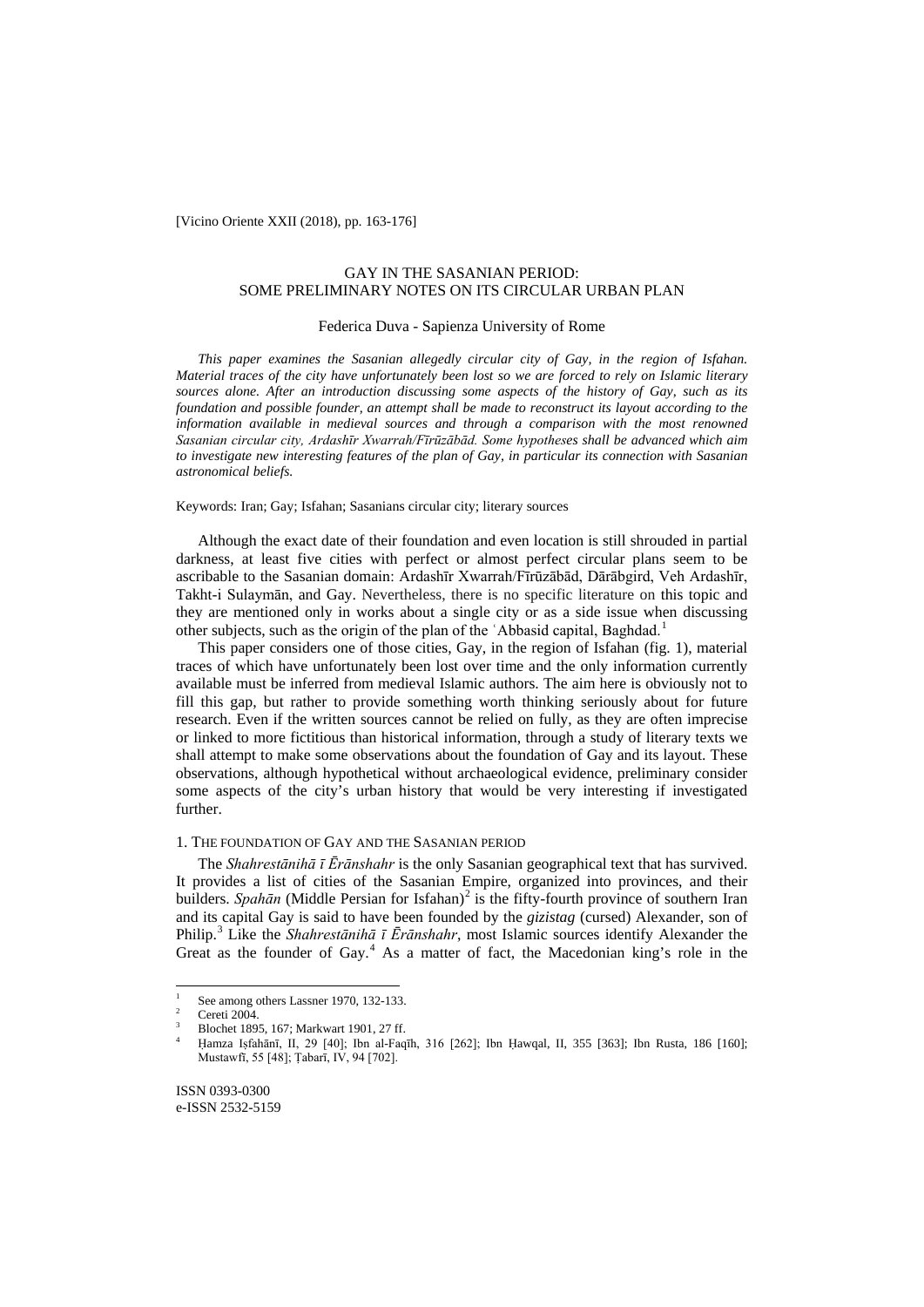[Vicino Oriente XXII (2018), pp. 163-176]

# GAY IN THE SASANIAN PERIOD: SOME PRELIMINARY NOTES ON ITS CIRCULAR URBAN PLAN

Federica Duva - Sapienza University of Rome

*This paper examines the Sasanian allegedly circular city of Gay, in the region of Isfahan. Material traces of the city have unfortunately been lost so we are forced to rely on Islamic literary sources alone. After an introduction discussing some aspects of the history of Gay, such as its foundation and possible founder, an attempt shall be made to reconstruct its layout according to the information available in medieval sources and through a comparison with the most renowned Sasanian circular city, Ardashīr Xwarrah/Fīrūzābād. Some hypotheses shall be advanced which aim to investigate new interesting features of the plan of Gay, in particular its connection with Sasanian astronomical beliefs.*

Keywords: Iran; Gay; Isfahan; Sasanians circular city; literary sources

Although the exact date of their foundation and even location is still shrouded in partial darkness, at least five cities with perfect or almost perfect circular plans seem to be ascribable to the Sasanian domain: Ardashīr Xwarrah/Fīrūzābād, Dārābgird, Veh Ardashīr, Takht-i Sulaymān, and Gay. Nevertheless, there is no specific literature on this topic and they are mentioned only in works about a single city or as a side issue when discussing other subjects, such as the origin of the plan of the ʿAbbasid capital, Baghdad.[1]

This paper considers one of those cities, Gay, in the region of Isfahan (fig. 1), material traces of which have unfortunately been lost over time and the only information currently available must be inferred from medieval Islamic authors. The aim here is obviously not to fill this gap, but rather to provide something worth thinking seriously about for future research. Even if the written sources cannot be relied on fully, as they are often imprecise or linked to more fictitious than historical information, through a study of literary texts we shall attempt to make some observations about the foundation of Gay and its layout. These observations, although hypothetical without archaeological evidence, preliminary consider some aspects of the city's urban history that would be very interesting if investigated further.

## 1. The foundation of Gay and the Sasanian period

The *Shahrestānihā ī Ērānshahr* is the only Sasanian geographical text that has survived. It provides a list of cities of the Sasanian Empire, organized into provinces, and their builders. *Spahān* (Middle Persian for Isfahan)[2] is the fifty-fourth province of southern Iran and its capital Gay is said to have been founded by the *gizistag* (cursed) Alexander, son of Philip.[3] Like the *Shahrestānihā ī Ērānshahr*, most Islamic sources identify Alexander the Great as the founder of Gay.[4] As a matter of fact, the Macedonian king's role in the

---

[1] See among others Lassner 1970, 132-133.

[2] Cereti 2004.

[3] Blochet 1895, 167; Markwart 1901, 27 ff.

[4] Ḥamza Iṣfahānī, II, 29 [40]; Ibn al-Faqīh, 316 [262]; Ibn Ḥawqal, II, 355 [363]; Ibn Rusta, 186 [160]; Mustawfī, 55 [48]; Ṭabarī, IV, 94 [702].

ISSN 0393-0300
e-ISSN 2532-5159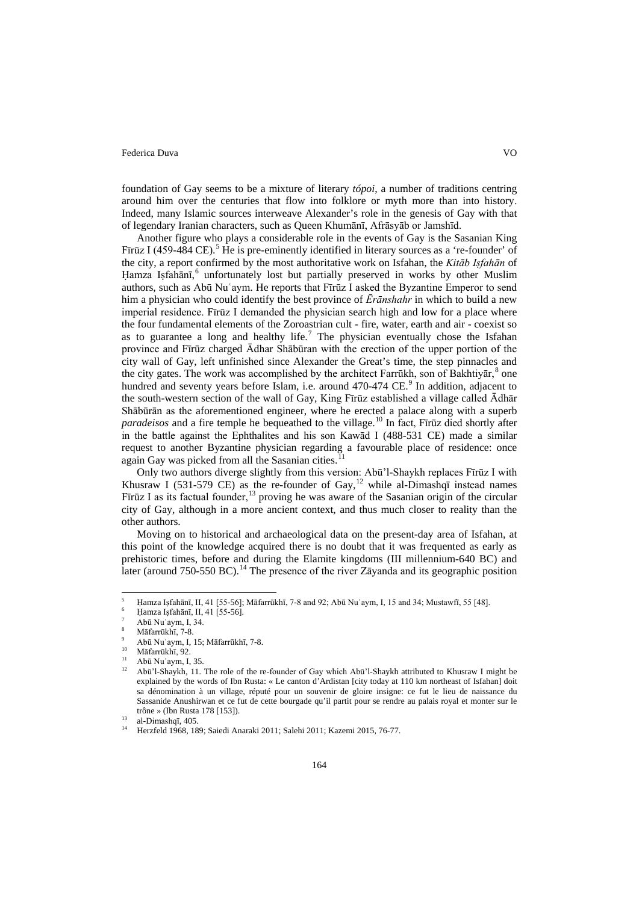foundation of Gay seems to be a mixture of literary *tópoi*, a number of traditions centring around him over the centuries that flow into folklore or myth more than into history. Indeed, many Islamic sources interweave Alexander's role in the genesis of Gay with that of legendary Iranian characters, such as Queen Khumānī, Afrāsyāb or Jamshīd.

Another figure who plays a considerable role in the events of Gay is the Sasanian King Fīrūz I (459-484 CE).[5] He is pre-eminently identified in literary sources as a 're-founder' of the city, a report confirmed by the most authoritative work on Isfahan, the *Kitāb Iṣfahān* of Ḥamza Iṣfahānī,[6] unfortunately lost but partially preserved in works by other Muslim authors, such as Abū Nuʿaym. He reports that Fīrūz I asked the Byzantine Emperor to send him a physician who could identify the best province of *Ērānshahr* in which to build a new imperial residence. Fīrūz I demanded the physician search high and low for a place where the four fundamental elements of the Zoroastrian cult - fire, water, earth and air - coexist so as to guarantee a long and healthy life.[7] The physician eventually chose the Isfahan province and Fīrūz charged Ādhar Shābūran with the erection of the upper portion of the city wall of Gay, left unfinished since Alexander the Great's time, the step pinnacles and the city gates. The work was accomplished by the architect Farrūkh, son of Bakhtiyār,[8] one hundred and seventy years before Islam, i.e. around 470-474 CE.[9] In addition, adjacent to the south-western section of the wall of Gay, King Fīrūz established a village called Ādhār Shābūrān as the aforementioned engineer, where he erected a palace along with a superb *paradeisos* and a fire temple he bequeathed to the village.[10] In fact, Fīrūz died shortly after in the battle against the Ephthalites and his son Kawād I (488-531 CE) made a similar request to another Byzantine physician regarding a favourable place of residence: once again Gay was picked from all the Sasanian cities.[11]

Only two authors diverge slightly from this version: Abū'l-Shaykh replaces Fīrūz I with Khusraw I (531-579 CE) as the re-founder of Gay,[12] while al-Dimashqī instead names Fīrūz I as its factual founder,[13] proving he was aware of the Sasanian origin of the circular city of Gay, although in a more ancient context, and thus much closer to reality than the other authors.

Moving on to historical and archaeological data on the present-day area of Isfahan, at this point of the knowledge acquired there is no doubt that it was frequented as early as prehistoric times, before and during the Elamite kingdoms (III millennium-640 BC) and later (around 750-550 BC).[14] The presence of the river Zāyanda and its geographic position

---

[5] Ḥamza Iṣfahānī, II, 41 [55-56]; Māfarrūkhī, 7-8 and 92; Abū Nuʿaym, I, 15 and 34; Mustawfī, 55 [48].

[6] Ḥamza Iṣfahānī, II, 41 [55-56].

[7] Abū Nuʿaym, I, 34.

[8] Māfarrūkhī, 7-8.

[9] Abū Nuʿaym, I, 15; Māfarrūkhī, 7-8.

[10] Māfarrūkhī, 92.

[11] Abū Nuʿaym, I, 35.

[12] Abū'l-Shaykh, 11. The role of the re-founder of Gay which Abū'l-Shaykh attributed to Khusraw I might be explained by the words of Ibn Rusta: « Le canton d'Ardistan [city today at 110 km northeast of Isfahan] doit sa dénomination à un village, réputé pour un souvenir de gloire insigne: ce fut le lieu de naissance du Sassanide Anushirwan et ce fut de cette bourgade qu'il partit pour se rendre au palais royal et monter sur le trône » (Ibn Rusta 178 [153]).

[13] al-Dimashqī, 405.

[14] Herzfeld 1968, 189; Saiedi Anaraki 2011; Salehi 2011; Kazemi 2015, 76-77.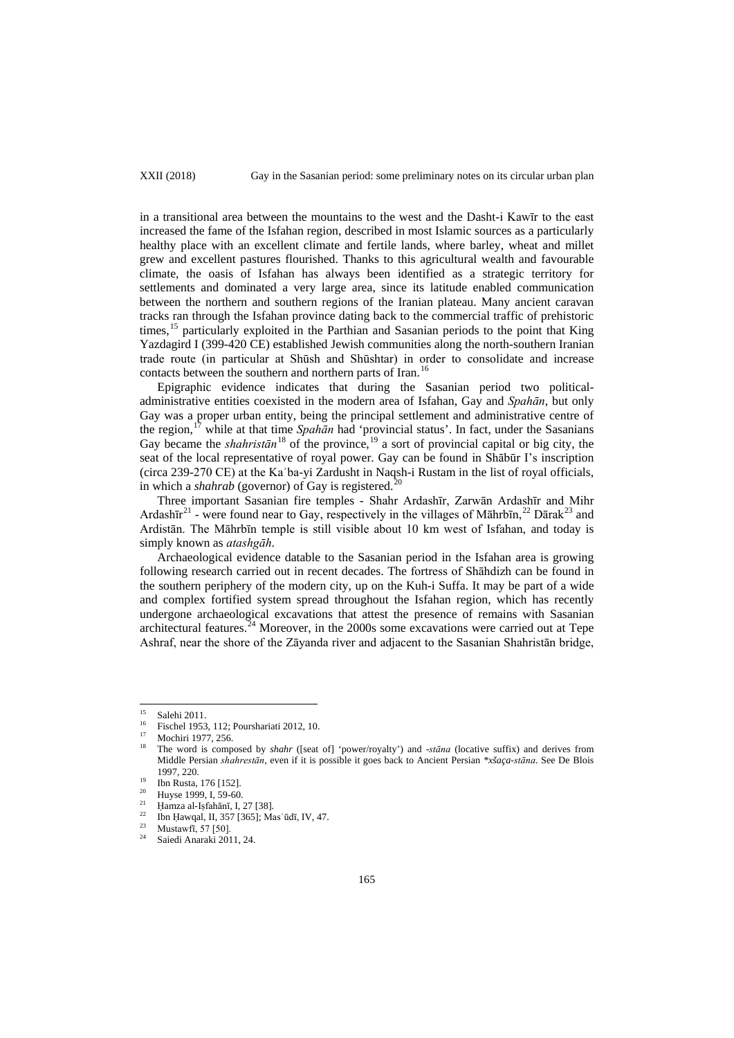in a transitional area between the mountains to the west and the Dasht-i Kawīr to the east increased the fame of the Isfahan region, described in most Islamic sources as a particularly healthy place with an excellent climate and fertile lands, where barley, wheat and millet grew and excellent pastures flourished. Thanks to this agricultural wealth and favourable climate, the oasis of Isfahan has always been identified as a strategic territory for settlements and dominated a very large area, since its latitude enabled communication between the northern and southern regions of the Iranian plateau. Many ancient caravan tracks ran through the Isfahan province dating back to the commercial traffic of prehistoric times,[15] particularly exploited in the Parthian and Sasanian periods to the point that King Yazdagird I (399-420 CE) established Jewish communities along the north-southern Iranian trade route (in particular at Shūsh and Shūshtar) in order to consolidate and increase contacts between the southern and northern parts of Iran.[16]

Epigraphic evidence indicates that during the Sasanian period two political-administrative entities coexisted in the modern area of Isfahan, Gay and *Spahān*, but only Gay was a proper urban entity, being the principal settlement and administrative centre of the region,[17] while at that time *Spahān* had 'provincial status'. In fact, under the Sasanians Gay became the *shahristān*[18] of the province,[19] a sort of provincial capital or big city, the seat of the local representative of royal power. Gay can be found in Shābūr I's inscription (circa 239-270 CE) at the Kaʿba-yi Zardusht in Naqsh-i Rustam in the list of royal officials, in which a *shahrab* (governor) of Gay is registered.[20]

Three important Sasanian fire temples - Shahr Ardashīr, Zarwān Ardashīr and Mihr Ardashīr[21] - were found near to Gay, respectively in the villages of Māhrbīn,[22] Dārak[23] and Ardistān. The Māhrbīn temple is still visible about 10 km west of Isfahan, and today is simply known as *atashgāh*.

Archaeological evidence datable to the Sasanian period in the Isfahan area is growing following research carried out in recent decades. The fortress of Shāhdizh can be found in the southern periphery of the modern city, up on the Kuh-i Suffa. It may be part of a wide and complex fortified system spread throughout the Isfahan region, which has recently undergone archaeological excavations that attest the presence of remains with Sasanian architectural features.[24] Moreover, in the 2000s some excavations were carried out at Tepe Ashraf, near the shore of the Zāyanda river and adjacent to the Sasanian Shahristān bridge,

---

[15] Salehi 2011.

[16] Fischel 1953, 112; Pourshariati 2012, 10.

[17] Mochiri 1977, 256.

[18] The word is composed by *shahr* ([seat of] 'power/royalty') and *-stāna* (locative suffix) and derives from Middle Persian *shahrestān*, even if it is possible it goes back to Ancient Persian *\*xšaça-stāna*. See De Blois 1997, 220.

[19] Ibn Rusta, 176 [152].

[20] Huyse 1999, I, 59-60.

[21] Ḥamza al-Iṣfahānī, I, 27 [38].

[22] Ibn Ḥawqal, II, 357 [365]; Masʿūdī, IV, 47.

[23] Mustawfī, 57 [50].

[24] Saiedi Anaraki 2011, 24.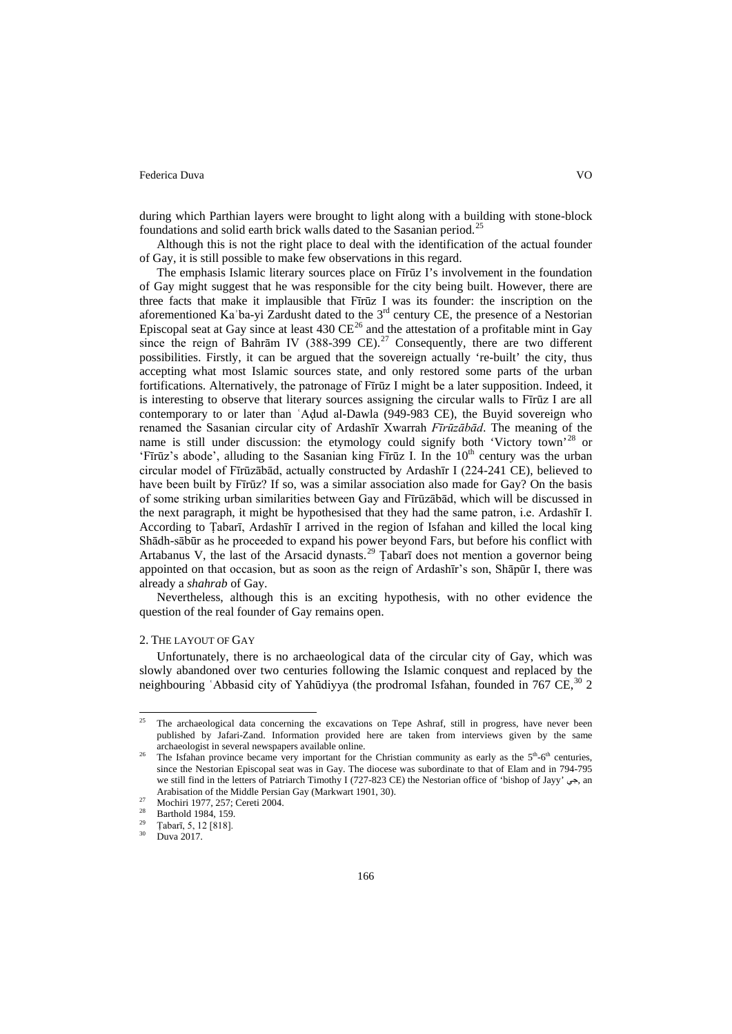during which Parthian layers were brought to light along with a building with stone-block foundations and solid earth brick walls dated to the Sasanian period.[25]

Although this is not the right place to deal with the identification of the actual founder of Gay, it is still possible to make few observations in this regard.

The emphasis Islamic literary sources place on Fīrūz I's involvement in the foundation of Gay might suggest that he was responsible for the city being built. However, there are three facts that make it implausible that Fīrūz I was its founder: the inscription on the aforementioned Kaʿba-yi Zardusht dated to the 3rd century CE, the presence of a Nestorian Episcopal seat at Gay since at least 430 CE[26] and the attestation of a profitable mint in Gay since the reign of Bahrām IV (388-399 CE).[27] Consequently, there are two different possibilities. Firstly, it can be argued that the sovereign actually 're-built' the city, thus accepting what most Islamic sources state, and only restored some parts of the urban fortifications. Alternatively, the patronage of Fīrūz I might be a later supposition. Indeed, it is interesting to observe that literary sources assigning the circular walls to Fīrūz I are all contemporary to or later than ʿAḍud al-Dawla (949-983 CE), the Buyid sovereign who renamed the Sasanian circular city of Ardashīr Xwarrah *Fīrūzābād*. The meaning of the name is still under discussion: the etymology could signify both 'Victory town'[28] or 'Fīrūz's abode', alluding to the Sasanian king Fīrūz I. In the 10th century was the urban circular model of Fīrūzābād, actually constructed by Ardashīr I (224-241 CE), believed to have been built by Fīrūz? If so, was a similar association also made for Gay? On the basis of some striking urban similarities between Gay and Fīrūzābād, which will be discussed in the next paragraph, it might be hypothesised that they had the same patron, i.e. Ardashīr I. According to Ṭabarī, Ardashīr I arrived in the region of Isfahan and killed the local king Shādh-sābūr as he proceeded to expand his power beyond Fars, but before his conflict with Artabanus V, the last of the Arsacid dynasts.[29] Ṭabarī does not mention a governor being appointed on that occasion, but as soon as the reign of Ardashīr's son, Shāpūr I, there was already a *shahrab* of Gay.

Nevertheless, although this is an exciting hypothesis, with no other evidence the question of the real founder of Gay remains open.

## 2. The layout of Gay

Unfortunately, there is no archaeological data of the circular city of Gay, which was slowly abandoned over two centuries following the Islamic conquest and replaced by the neighbouring ʿAbbasid city of Yahūdiyya (the prodromal Isfahan, founded in 767 CE,[30] 2

---

[25] The archaeological data concerning the excavations on Tepe Ashraf, still in progress, have never been published by Jafari-Zand. Information provided here are taken from interviews given by the same archaeologist in several newspapers available online.

[26] The Isfahan province became very important for the Christian community as early as the 5th-6th centuries, since the Nestorian Episcopal seat was in Gay. The diocese was subordinate to that of Elam and in 794-795 we still find in the letters of Patriarch Timothy I (727-823 CE) the Nestorian office of 'bishop of Jayy' جي, an Arabisation of the Middle Persian Gay (Markwart 1901, 30).

[27] Mochiri 1977, 257; Cereti 2004.

[28] Barthold 1984, 159.

[29] Ṭabarī, 5, 12 [818].

[30] Duva 2017.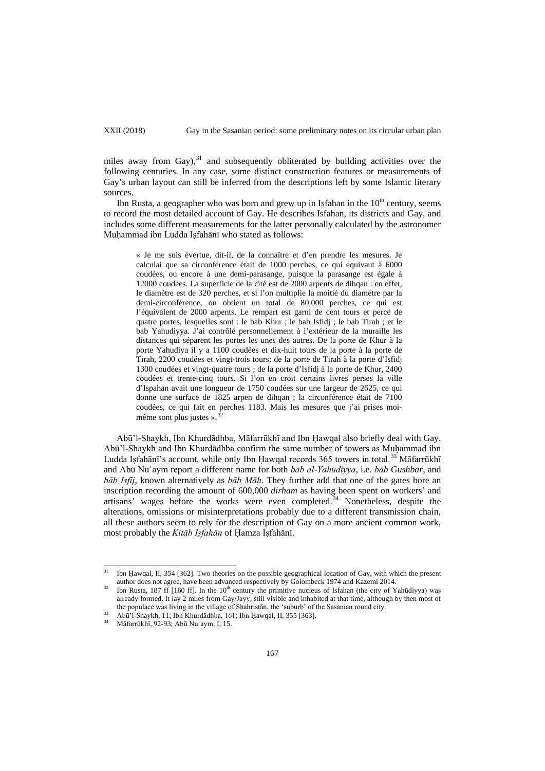miles away from Gay),[31] and subsequently obliterated by building activities over the following centuries. In any case, some distinct construction features or measurements of Gay's urban layout can still be inferred from the descriptions left by some Islamic literary sources.

Ibn Rusta, a geographer who was born and grew up in Isfahan in the 10th century, seems to record the most detailed account of Gay. He describes Isfahan, its districts and Gay, and includes some different measurements for the latter personally calculated by the astronomer Muḥammad ibn Ludda Iṣfahānī who stated as follows:

> « Je me suis évertue, dit-il, de la connaître et d'en prendre les mesures. Je calculai que sa circonférence était de 1000 perches, ce qui équivaut à 6000 coudées, ou encore à une demi-parasange, puisque la parasange est égale à 12000 coudées. La superficie de la cité est de 2000 arpents de dihqan : en effet, le diamètre est de 320 perches, et si l'on multiplie la moitié du diamètre par la demi-circonférence, on obtient un total de 80.000 perches, ce qui est l'équivalent de 2000 arpents. Le rempart est garni de cent tours et percé de quatre portes, lesquelles sont : le bab Khur ; le bab Isfidj ; le bab Tirah ; et le bab Yahudiyya. J'ai contrôlé personnellement à l'extérieur de la muraille les distances qui séparent les portes les unes des autres. De la porte de Khur à la porte Yahudiya il y a 1100 coudées et dix-huit tours de la porte à la porte de Tirah, 2200 coudées et vingt-trois tours; de la porte de Tirah à la porte d'Isfidj 1300 coudées et vingt-quatre tours ; de la porte d'Isfidj à la porte de Khur, 2400 coudées et trente-cinq tours. Si l'on en croit certains livres perses la ville d'Ispahan avait une longueur de 1750 coudées sur une largeur de 2625, ce qui donne une surface de 1825 arpen de dihqan ; la circonférence était de 7100 coudées, ce qui fait en perches 1183. Mais les mesures que j'ai prises moi-même sont plus justes ».[32]

Abū'l-Shaykh, Ibn Khurdādhba, Māfarrūkhī and Ibn Ḥawqal also briefly deal with Gay. Abū'l-Shaykh and Ibn Khurdādhba confirm the same number of towers as Muḥammad ibn Ludda Iṣfahānī's account, while only Ibn Ḥawqal records 365 towers in total.[33] Māfarrūkhī and Abū Nuʿaym report a different name for both *bāb al-Yahūdiyya*, i.e. *bāb Gushbar*, and *bāb Isfīj*, known alternatively as *bāb Māh*. They further add that one of the gates bore an inscription recording the amount of 600,000 *dirham* as having been spent on workers' and artisans' wages before the works were even completed.[34] Nonetheless, despite the alterations, omissions or misinterpretations probably due to a different transmission chain, all these authors seem to rely for the description of Gay on a more ancient common work, most probably the *Kitāb Iṣfahān* of Ḥamza Iṣfahānī.

---

[31] Ibn Ḥawqal, II, 354 [362]. Two theories on the possible geographical location of Gay, with which the present author does not agree, have been advanced respectively by Golombeck 1974 and Kazemi 2014.

[32] Ibn Rusta, 187 ff [160 ff]. In the 10th century the primitive nucleus of Isfahan (the city of Yahūdiyya) was already formed. It lay 2 miles from Gay/Jayy, still visible and inhabited at that time, although by then most of the populace was living in the village of Shahristān, the 'suburb' of the Sasanian round city.

[33] Abū'l-Shaykh, 11; Ibn Khurdādhba, 161; Ibn Ḥawqal, II, 355 [363].

[34] Māfarrūkhī, 92-93; Abū Nuʿaym, I, 15.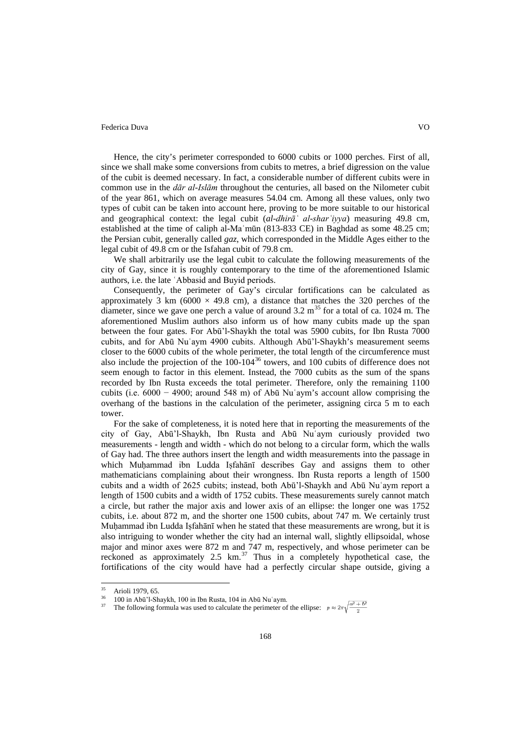Hence, the city's perimeter corresponded to 6000 cubits or 1000 perches. First of all, since we shall make some conversions from cubits to metres, a brief digression on the value of the cubit is deemed necessary. In fact, a considerable number of different cubits were in common use in the *dār al-Islām* throughout the centuries, all based on the Nilometer cubit of the year 861, which on average measures 54.04 cm. Among all these values, only two types of cubit can be taken into account here, proving to be more suitable to our historical and geographical context: the legal cubit (*al-dhirāʿ al-sharʿiyya*) measuring 49.8 cm, established at the time of caliph al-Maʾmūn (813-833 CE) in Baghdad as some 48.25 cm; the Persian cubit, generally called *gaz*, which corresponded in the Middle Ages either to the legal cubit of 49.8 cm or the Isfahan cubit of 79.8 cm.

We shall arbitrarily use the legal cubit to calculate the following measurements of the city of Gay, since it is roughly contemporary to the time of the aforementioned Islamic authors, i.e. the late ʿAbbasid and Buyid periods.

Consequently, the perimeter of Gay's circular fortifications can be calculated as approximately 3 km (6000 × 49.8 cm), a distance that matches the 320 perches of the diameter, since we gave one perch a value of around 3.2 m[35] for a total of ca. 1024 m. The aforementioned Muslim authors also inform us of how many cubits made up the span between the four gates. For Abū'l-Shaykh the total was 5900 cubits, for Ibn Rusta 7000 cubits, and for Abū Nuʿaym 4900 cubits. Although Abū'l-Shaykh's measurement seems closer to the 6000 cubits of the whole perimeter, the total length of the circumference must also include the projection of the 100-104[36] towers, and 100 cubits of difference does not seem enough to factor in this element. Instead, the 7000 cubits as the sum of the spans recorded by Ibn Rusta exceeds the total perimeter. Therefore, only the remaining 1100 cubits (i.e. 6000 − 4900; around 548 m) of Abū Nuʿaym's account allow comprising the overhang of the bastions in the calculation of the perimeter, assigning circa 5 m to each tower.

For the sake of completeness, it is noted here that in reporting the measurements of the city of Gay, Abū'l-Shaykh, Ibn Rusta and Abū Nuʿaym curiously provided two measurements - length and width - which do not belong to a circular form, which the walls of Gay had. The three authors insert the length and width measurements into the passage in which Muḥammad ibn Ludda Iṣfahānī describes Gay and assigns them to other mathematicians complaining about their wrongness. Ibn Rusta reports a length of 1500 cubits and a width of 2625 cubits; instead, both Abū'l-Shaykh and Abū Nuʿaym report a length of 1500 cubits and a width of 1752 cubits. These measurements surely cannot match a circle, but rather the major axis and lower axis of an ellipse: the longer one was 1752 cubits, i.e. about 872 m, and the shorter one 1500 cubits, about 747 m. We certainly trust Muḥammad ibn Ludda Iṣfahānī when he stated that these measurements are wrong, but it is also intriguing to wonder whether the city had an internal wall, slightly ellipsoidal, whose major and minor axes were 872 m and 747 m, respectively, and whose perimeter can be reckoned as approximately 2.5 km.[37] Thus in a completely hypothetical case, the fortifications of the city would have had a perfectly circular shape outside, giving a

---

[35] Arioli 1979, 65.

[36] 100 in Abū'l-Shaykh, 100 in Ibn Rusta, 104 in Abū Nuʿaym.

[37] The following formula was used to calculate the perimeter of the ellipse: $p \approx 2\pi\sqrt{\frac{a^2 + b^2}{2}}$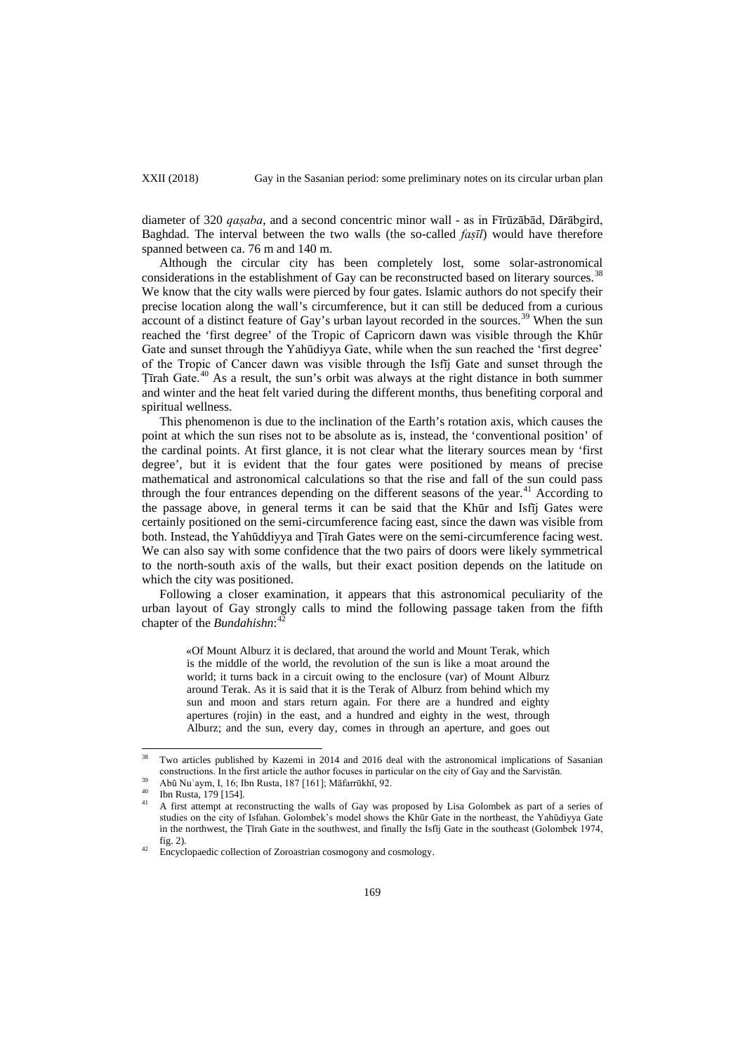diameter of 320 *qaṣaba*, and a second concentric minor wall - as in Fīrūzābād, Dārābgird, Baghdad. The interval between the two walls (the so-called *faṣīl*) would have therefore spanned between ca. 76 m and 140 m.

Although the circular city has been completely lost, some solar-astronomical considerations in the establishment of Gay can be reconstructed based on literary sources.[38] We know that the city walls were pierced by four gates. Islamic authors do not specify their precise location along the wall's circumference, but it can still be deduced from a curious account of a distinct feature of Gay's urban layout recorded in the sources.[39] When the sun reached the 'first degree' of the Tropic of Capricorn dawn was visible through the Khūr Gate and sunset through the Yahūdiyya Gate, while when the sun reached the 'first degree' of the Tropic of Cancer dawn was visible through the Isfīj Gate and sunset through the Ṭīrah Gate.[40] As a result, the sun's orbit was always at the right distance in both summer and winter and the heat felt varied during the different months, thus benefiting corporal and spiritual wellness.

This phenomenon is due to the inclination of the Earth's rotation axis, which causes the point at which the sun rises not to be absolute as is, instead, the 'conventional position' of the cardinal points. At first glance, it is not clear what the literary sources mean by 'first degree', but it is evident that the four gates were positioned by means of precise mathematical and astronomical calculations so that the rise and fall of the sun could pass through the four entrances depending on the different seasons of the year.[41] According to the passage above, in general terms it can be said that the Khūr and Isfīj Gates were certainly positioned on the semi-circumference facing east, since the dawn was visible from both. Instead, the Yahūddiyya and Ṭīrah Gates were on the semi-circumference facing west. We can also say with some confidence that the two pairs of doors were likely symmetrical to the north-south axis of the walls, but their exact position depends on the latitude on which the city was positioned.

Following a closer examination, it appears that this astronomical peculiarity of the urban layout of Gay strongly calls to mind the following passage taken from the fifth chapter of the *Bundahishn*:[42]

> «Of Mount Alburz it is declared, that around the world and Mount Terak, which is the middle of the world, the revolution of the sun is like a moat around the world; it turns back in a circuit owing to the enclosure (var) of Mount Alburz around Terak. As it is said that it is the Terak of Alburz from behind which my sun and moon and stars return again. For there are a hundred and eighty apertures (rojin) in the east, and a hundred and eighty in the west, through Alburz; and the sun, every day, comes in through an aperture, and goes out

---

[38] Two articles published by Kazemi in 2014 and 2016 deal with the astronomical implications of Sasanian constructions. In the first article the author focuses in particular on the city of Gay and the Sarvistān.

[39] Abū Nuʿaym, I, 16; Ibn Rusta, 187 [161]; Māfarrūkhī, 92.

[40] Ibn Rusta, 179 [154].

[41] A first attempt at reconstructing the walls of Gay was proposed by Lisa Golombek as part of a series of studies on the city of Isfahan. Golombek's model shows the Khūr Gate in the northeast, the Yahūdiyya Gate in the northwest, the Ṭīrah Gate in the southwest, and finally the Isfīj Gate in the southeast (Golombek 1974, fig. 2).

[42] Encyclopaedic collection of Zoroastrian cosmogony and cosmology.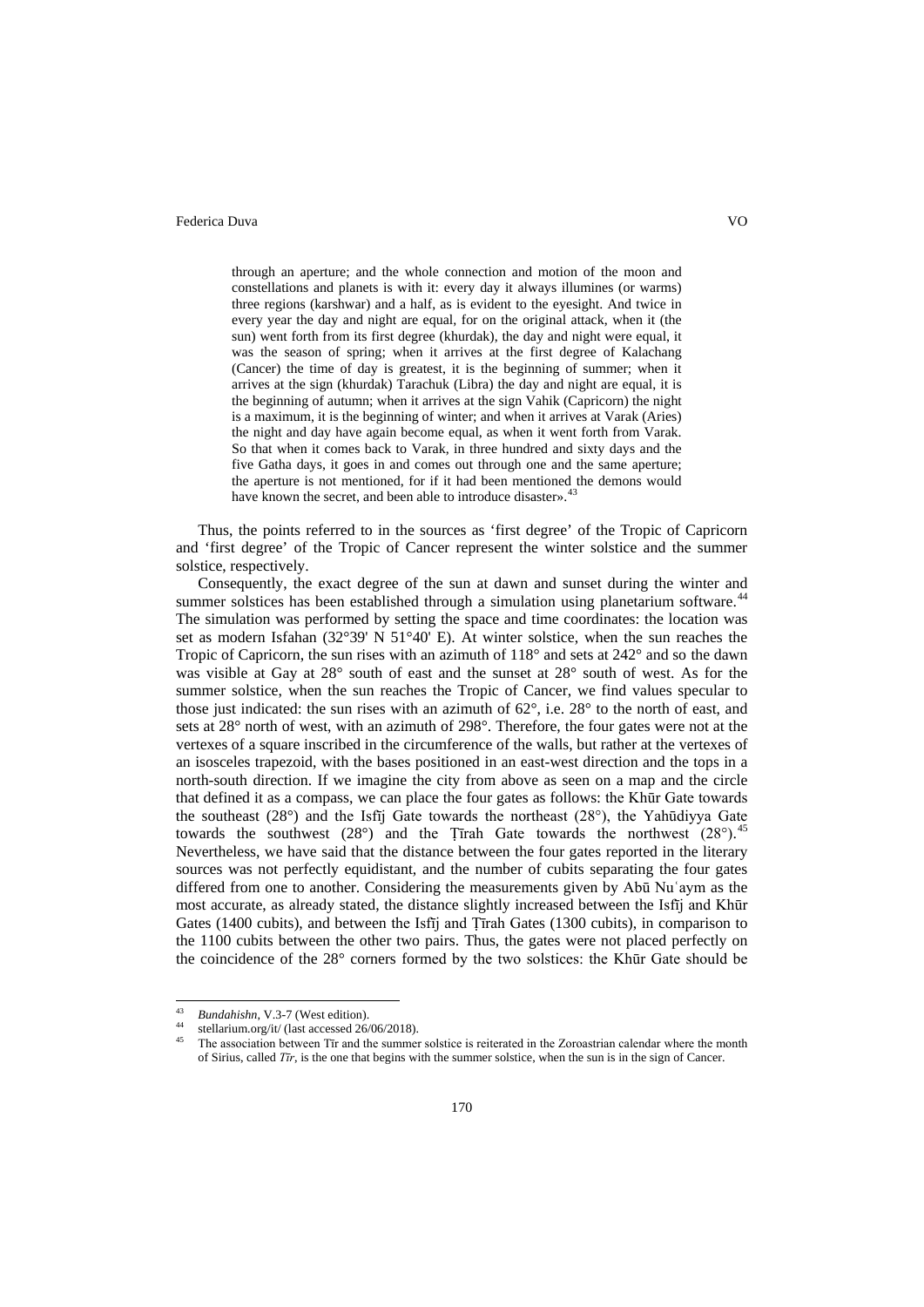> through an aperture; and the whole connection and motion of the moon and constellations and planets is with it: every day it always illumines (or warms) three regions (karshwar) and a half, as is evident to the eyesight. And twice in every year the day and night are equal, for on the original attack, when it (the sun) went forth from its first degree (khurdak), the day and night were equal, it was the season of spring; when it arrives at the first degree of Kalachang (Cancer) the time of day is greatest, it is the beginning of summer; when it arrives at the sign (khurdak) Tarachuk (Libra) the day and night are equal, it is the beginning of autumn; when it arrives at the sign Vahik (Capricorn) the night is a maximum, it is the beginning of winter; and when it arrives at Varak (Aries) the night and day have again become equal, as when it went forth from Varak. So that when it comes back to Varak, in three hundred and sixty days and the five Gatha days, it goes in and comes out through one and the same aperture; the aperture is not mentioned, for if it had been mentioned the demons would have known the secret, and been able to introduce disaster».[43]

Thus, the points referred to in the sources as 'first degree' of the Tropic of Capricorn and 'first degree' of the Tropic of Cancer represent the winter solstice and the summer solstice, respectively.

Consequently, the exact degree of the sun at dawn and sunset during the winter and summer solstices has been established through a simulation using planetarium software.[44] The simulation was performed by setting the space and time coordinates: the location was set as modern Isfahan (32°39' N 51°40' E). At winter solstice, when the sun reaches the Tropic of Capricorn, the sun rises with an azimuth of 118° and sets at 242° and so the dawn was visible at Gay at 28° south of east and the sunset at 28° south of west. As for the summer solstice, when the sun reaches the Tropic of Cancer, we find values specular to those just indicated: the sun rises with an azimuth of 62°, i.e. 28° to the north of east, and sets at 28° north of west, with an azimuth of 298°. Therefore, the four gates were not at the vertexes of a square inscribed in the circumference of the walls, but rather at the vertexes of an isosceles trapezoid, with the bases positioned in an east-west direction and the tops in a north-south direction. If we imagine the city from above as seen on a map and the circle that defined it as a compass, we can place the four gates as follows: the Khūr Gate towards the southeast (28°) and the Isfīj Gate towards the northeast (28°), the Yahūdiyya Gate towards the southwest (28°) and the Ṭīrah Gate towards the northwest (28°).[45] Nevertheless, we have said that the distance between the four gates reported in the literary sources was not perfectly equidistant, and the number of cubits separating the four gates differed from one to another. Considering the measurements given by Abū Nuʿaym as the most accurate, as already stated, the distance slightly increased between the Isfīj and Khūr Gates (1400 cubits), and between the Isfīj and Ṭīrah Gates (1300 cubits), in comparison to the 1100 cubits between the other two pairs. Thus, the gates were not placed perfectly on the coincidence of the 28° corners formed by the two solstices: the Khūr Gate should be

---

[43] *Bundahishn*, V.3-7 (West edition).

[44] stellarium.org/it/ (last accessed 26/06/2018).

[45] The association between Tīr and the summer solstice is reiterated in the Zoroastrian calendar where the month of Sirius, called *Tīr*, is the one that begins with the summer solstice, when the sun is in the sign of Cancer.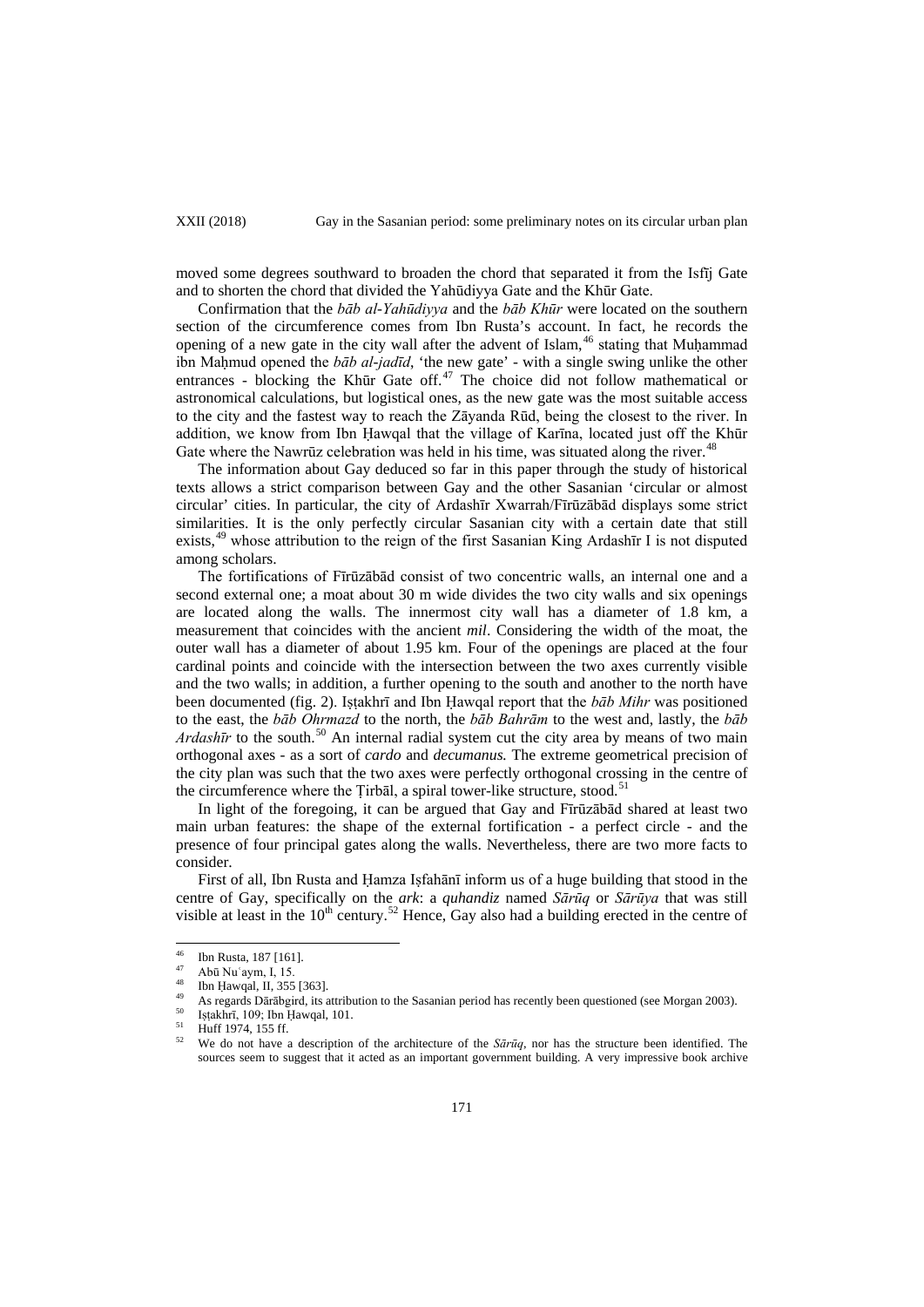moved some degrees southward to broaden the chord that separated it from the Isfīj Gate and to shorten the chord that divided the Yahūdiyya Gate and the Khūr Gate.

Confirmation that the *bāb al-Yahūdiyya* and the *bāb Khūr* were located on the southern section of the circumference comes from Ibn Rusta's account. In fact, he records the opening of a new gate in the city wall after the advent of Islam,[46] stating that Muḥammad ibn Maḥmud opened the *bāb al-jadīd*, 'the new gate' - with a single swing unlike the other entrances - blocking the Khūr Gate off.[47] The choice did not follow mathematical or astronomical calculations, but logistical ones, as the new gate was the most suitable access to the city and the fastest way to reach the Zāyanda Rūd, being the closest to the river. In addition, we know from Ibn Ḥawqal that the village of Karīna, located just off the Khūr Gate where the Nawrūz celebration was held in his time, was situated along the river.[48]

The information about Gay deduced so far in this paper through the study of historical texts allows a strict comparison between Gay and the other Sasanian 'circular or almost circular' cities. In particular, the city of Ardashīr Xwarrah/Fīrūzābād displays some strict similarities. It is the only perfectly circular Sasanian city with a certain date that still exists,[49] whose attribution to the reign of the first Sasanian King Ardashīr I is not disputed among scholars.

The fortifications of Fīrūzābād consist of two concentric walls, an internal one and a second external one; a moat about 30 m wide divides the two city walls and six openings are located along the walls. The innermost city wall has a diameter of 1.8 km, a measurement that coincides with the ancient *mil*. Considering the width of the moat, the outer wall has a diameter of about 1.95 km. Four of the openings are placed at the four cardinal points and coincide with the intersection between the two axes currently visible and the two walls; in addition, a further opening to the south and another to the north have been documented (fig. 2). Iṣṭakhrī and Ibn Ḥawqal report that the *bāb Mihr* was positioned to the east, the *bāb Ohrmazd* to the north, the *bāb Bahrām* to the west and, lastly, the *bāb Ardashīr* to the south.[50] An internal radial system cut the city area by means of two main orthogonal axes - as a sort of *cardo* and *decumanus.* The extreme geometrical precision of the city plan was such that the two axes were perfectly orthogonal crossing in the centre of the circumference where the Ṭirbāl, a spiral tower-like structure, stood.[51]

In light of the foregoing, it can be argued that Gay and Fīrūzābād shared at least two main urban features: the shape of the external fortification - a perfect circle - and the presence of four principal gates along the walls. Nevertheless, there are two more facts to consider.

First of all, Ibn Rusta and Ḥamza Iṣfahānī inform us of a huge building that stood in the centre of Gay, specifically on the *ark*: a *quhandiz* named *Sārūq* or *Sārūya* that was still visible at least in the 10th century.[52] Hence, Gay also had a building erected in the centre of

---

[46] Ibn Rusta, 187 [161].

[47] Abū Nuʿaym, I, 15.

[48] Ibn Ḥawqal, II, 355 [363].

[49] As regards Dārābgird, its attribution to the Sasanian period has recently been questioned (see Morgan 2003).

[50] Iṣṭakhrī, 109; Ibn Ḥawqal, 101.

[51] Huff 1974, 155 ff.

[52] We do not have a description of the architecture of the *Sārūq*, nor has the structure been identified. The sources seem to suggest that it acted as an important government building. A very impressive book archive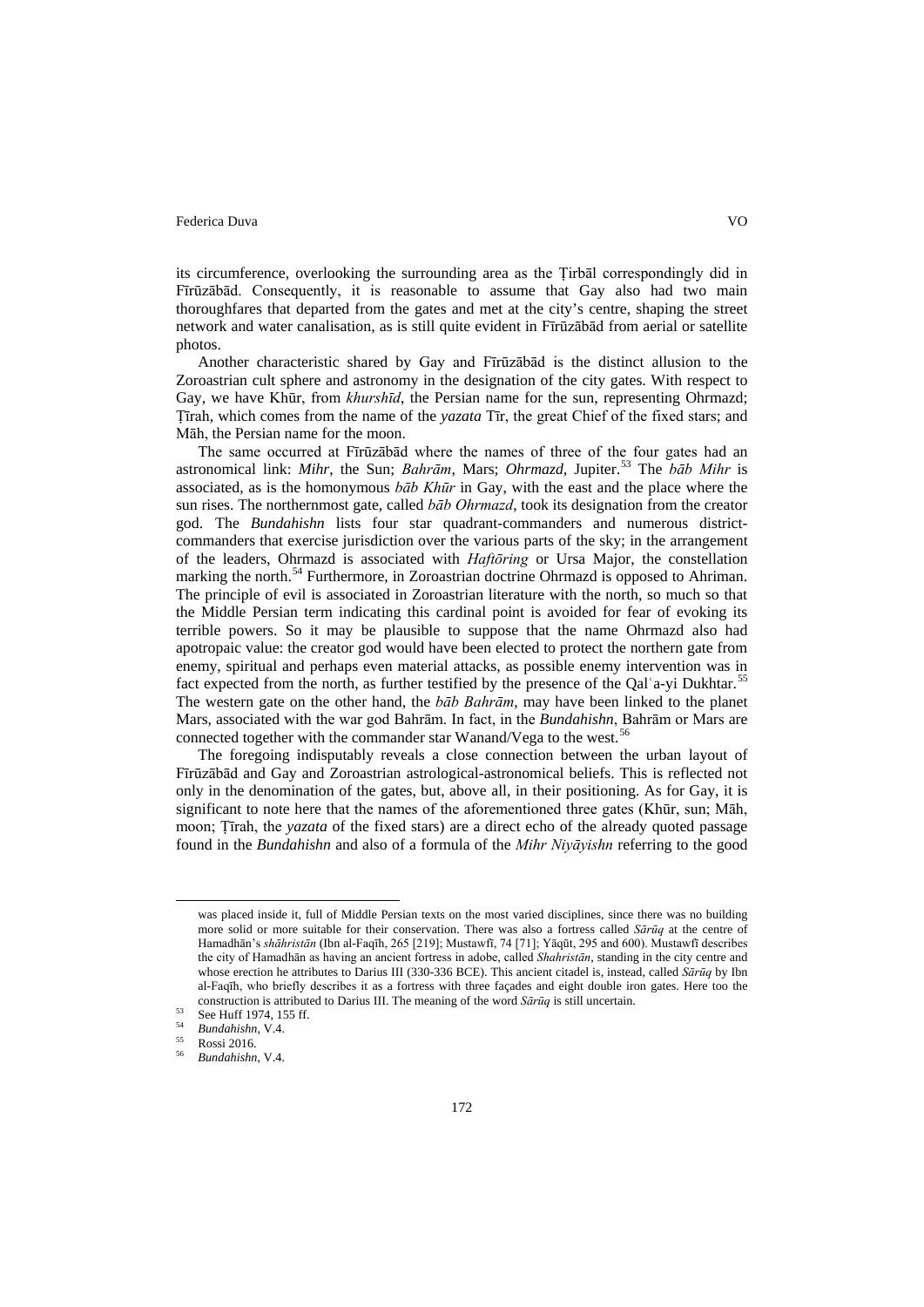its circumference, overlooking the surrounding area as the Ṭirbāl correspondingly did in Fīrūzābād. Consequently, it is reasonable to assume that Gay also had two main thoroughfares that departed from the gates and met at the city's centre, shaping the street network and water canalisation, as is still quite evident in Fīrūzābād from aerial or satellite photos.

Another characteristic shared by Gay and Fīrūzābād is the distinct allusion to the Zoroastrian cult sphere and astronomy in the designation of the city gates. With respect to Gay, we have Khūr, from *khurshīd*, the Persian name for the sun, representing Ohrmazd; Ṭīrah, which comes from the name of the *yazata* Tīr, the great Chief of the fixed stars; and Māh, the Persian name for the moon.

The same occurred at Fīrūzābād where the names of three of the four gates had an astronomical link: *Mihr*, the Sun; *Bahrām*, Mars; *Ohrmazd*, Jupiter.[53] The *bāb Mihr* is associated, as is the homonymous *bāb Khūr* in Gay, with the east and the place where the sun rises. The northernmost gate, called *bāb Ohrmazd*, took its designation from the creator god. The *Bundahishn* lists four star quadrant-commanders and numerous district-commanders that exercise jurisdiction over the various parts of the sky; in the arrangement of the leaders, Ohrmazd is associated with *Haftōring* or Ursa Major, the constellation marking the north.[54] Furthermore, in Zoroastrian doctrine Ohrmazd is opposed to Ahriman. The principle of evil is associated in Zoroastrian literature with the north, so much so that the Middle Persian term indicating this cardinal point is avoided for fear of evoking its terrible powers. So it may be plausible to suppose that the name Ohrmazd also had apotropaic value: the creator god would have been elected to protect the northern gate from enemy, spiritual and perhaps even material attacks, as possible enemy intervention was in fact expected from the north, as further testified by the presence of the Qalʿa-yi Dukhtar.[55] The western gate on the other hand, the *bāb Bahrām*, may have been linked to the planet Mars, associated with the war god Bahrām. In fact, in the *Bundahishn*, Bahrām or Mars are connected together with the commander star Wanand/Vega to the west.[56]

The foregoing indisputably reveals a close connection between the urban layout of Fīrūzābād and Gay and Zoroastrian astrological-astronomical beliefs. This is reflected not only in the denomination of the gates, but, above all, in their positioning. As for Gay, it is significant to note here that the names of the aforementioned three gates (Khūr, sun; Māh, moon; Ṭīrah, the *yazata* of the fixed stars) are a direct echo of the already quoted passage found in the *Bundahishn* and also of a formula of the *Mihr Niyāyishn* referring to the good

---

was placed inside it, full of Middle Persian texts on the most varied disciplines, since there was no building more solid or more suitable for their conservation. There was also a fortress called *Sārūq* at the centre of Hamadhān's *shāhristān* (Ibn al-Faqīh, 265 [219]; Mustawfī, 74 [71]; Yāqūt, 295 and 600). Mustawfī describes the city of Hamadhān as having an ancient fortress in adobe, called *Shahristān*, standing in the city centre and whose erection he attributes to Darius III (330-336 BCE). This ancient citadel is, instead, called *Sārūq* by Ibn al-Faqīh, who briefly describes it as a fortress with three façades and eight double iron gates. Here too the construction is attributed to Darius III. The meaning of the word *Sārūq* is still uncertain.

[53] See Huff 1974, 155 ff.

[54] *Bundahishn*, V.4.

[55] Rossi 2016.

[56] *Bundahishn*, V.4.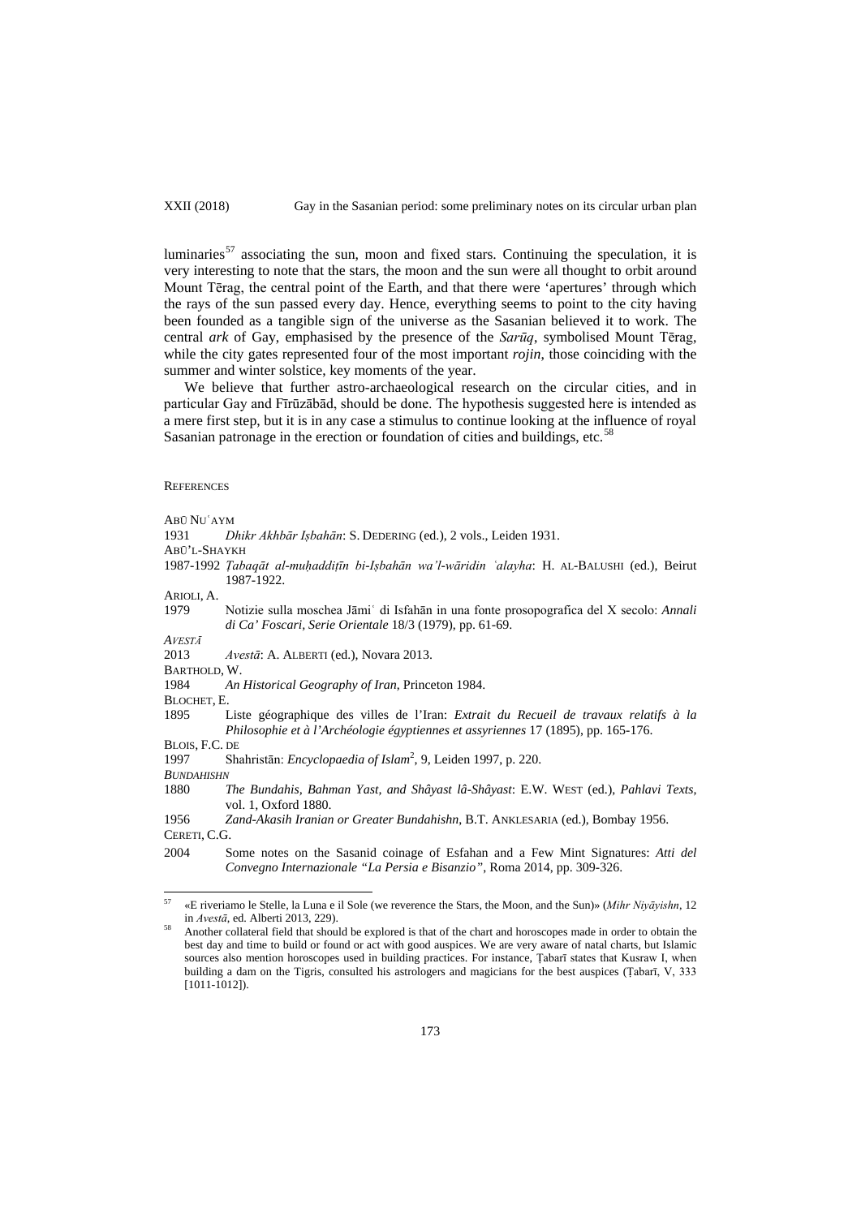luminaries[57] associating the sun, moon and fixed stars. Continuing the speculation, it is very interesting to note that the stars, the moon and the sun were all thought to orbit around Mount Tērag, the central point of the Earth, and that there were 'apertures' through which the rays of the sun passed every day. Hence, everything seems to point to the city having been founded as a tangible sign of the universe as the Sasanian believed it to work. The central *ark* of Gay, emphasised by the presence of the *Sarūq*, symbolised Mount Tērag, while the city gates represented four of the most important *rojin*, those coinciding with the summer and winter solstice, key moments of the year.

We believe that further astro-archaeological research on the circular cities, and in particular Gay and Fīrūzābād, should be done. The hypothesis suggested here is intended as a mere first step, but it is in any case a stimulus to continue looking at the influence of royal Sasanian patronage in the erection or foundation of cities and buildings, etc.[58]

## REFERENCES

ABŪ NUʿAYM
1931 *Dhikr Akhbār Iṣbahān*: S. DEDERING (ed.), 2 vols., Leiden 1931.

ABŪ'L-SHAYKH
1987-1992 *Ṭabaqāt al-muḥaddiṭīn bi-Iṣbahān wa'l-wāridin ʿalayha*: H. AL-BALUSHI (ed.), Beirut 1987-1922.

ARIOLI, A.
1979 Notizie sulla moschea Jāmiʿ di Isfahān in una fonte prosopografica del X secolo: *Annali di Ca' Foscari, Serie Orientale* 18/3 (1979), pp. 61-69.

*AVESTĀ*
2013 *Avestā*: A. ALBERTI (ed.), Novara 2013.

BARTHOLD, W.
1984 *An Historical Geography of Iran*, Princeton 1984.

BLOCHET, E.
1895 Liste géographique des villes de l'Iran: *Extrait du Recueil de travaux relatifs à la Philosophie et à l'Archéologie égyptiennes et assyriennes* 17 (1895), pp. 165-176.

BLOIS, F.C. DE
1997 Shahristān: *Encyclopaedia of Islam*², 9, Leiden 1997, p. 220.

*BUNDAHISHN*
1880 *The Bundahis, Bahman Yast, and Shâyast lâ-Shâyast*: E.W. WEST (ed.), *Pahlavi Texts*, vol. 1, Oxford 1880.
1956 *Zand-Akasih Iranian or Greater Bundahishn*, B.T. ANKLESARIA (ed.), Bombay 1956.

CERETI, C.G.
2004 Some notes on the Sasanid coinage of Esfahan and a Few Mint Signatures: *Atti del Convegno Internazionale "La Persia e Bisanzio"*, Roma 2014, pp. 309-326.

---

[57] «E riveriamo le Stelle, la Luna e il Sole (we reverence the Stars, the Moon, and the Sun)» (*Mihr Niyāyishn*, 12 in *Avestā*, ed. Alberti 2013, 229).

[58] Another collateral field that should be explored is that of the chart and horoscopes made in order to obtain the best day and time to build or found or act with good auspices. We are very aware of natal charts, but Islamic sources also mention horoscopes used in building practices. For instance, Ṭabarī states that Kusraw I, when building a dam on the Tigris, consulted his astrologers and magicians for the best auspices (Ṭabarī, V, 333 [1011-1012]).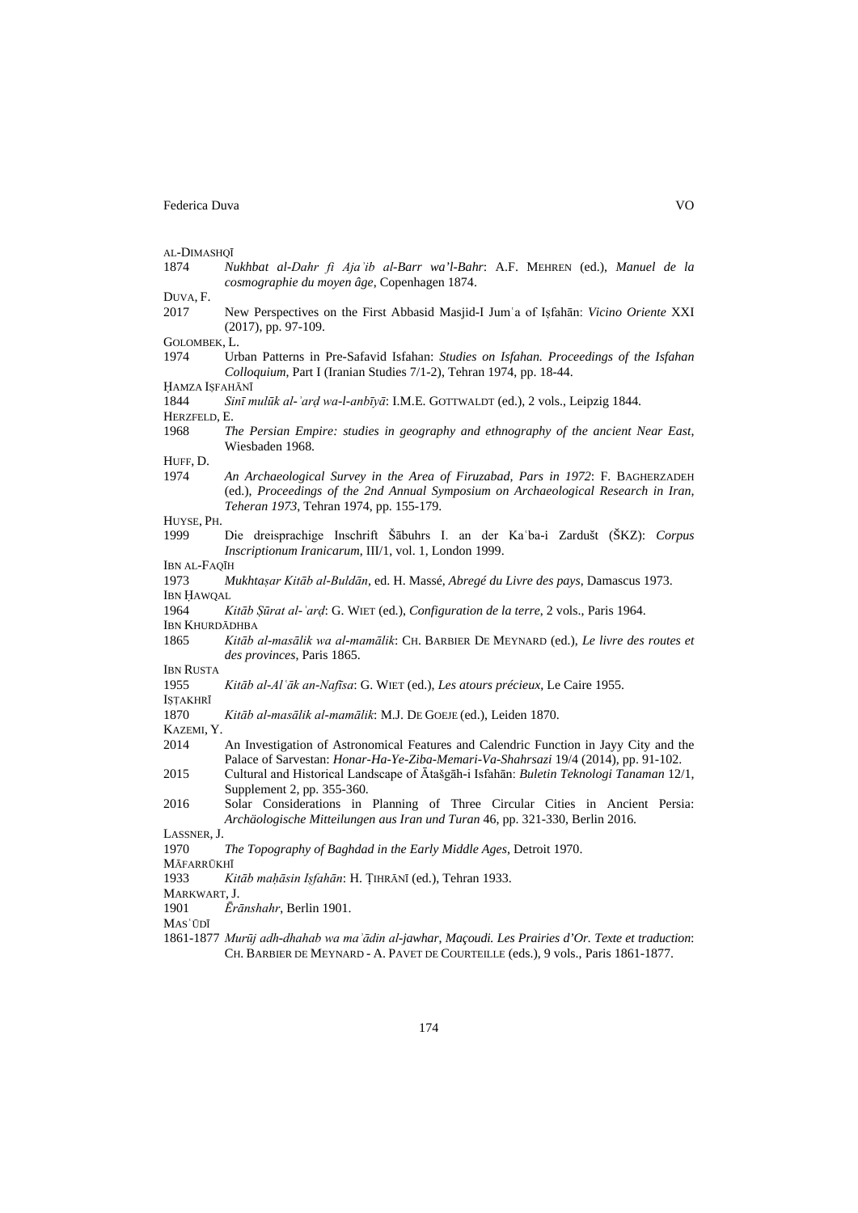al-Dimashqī

1874 *Nukhbat al-Dahr fi Ajaʾib al-Barr wa'l-Bahr*: A.F. Mehren (ed.), *Manuel de la cosmographie du moyen âge*, Copenhagen 1874.

Duva, F.

2017 New Perspectives on the First Abbasid Masjid-I Jumʿa of Iṣfahān: *Vicino Oriente* XXI (2017), pp. 97-109.

Golombek, L.

1974 Urban Patterns in Pre-Safavid Isfahan: *Studies on Isfahan. Proceedings of the Isfahan Colloquium*, Part I (Iranian Studies 7/1-2), Tehran 1974, pp. 18-44.

Ḥamza Iṣfahānī

1844 *Sinī mulūk al-ʾarḍ wa-l-anbīyā*: I.M.E. Gottwaldt (ed.), 2 vols., Leipzig 1844.

Herzfeld, E.

1968 *The Persian Empire: studies in geography and ethnography of the ancient Near East*, Wiesbaden 1968.

Huff, D.

1974 *An Archaeological Survey in the Area of Firuzabad, Pars in 1972*: F. Bagherzadeh (ed.), *Proceedings of the 2nd Annual Symposium on Archaeological Research in Iran, Teheran 1973*, Tehran 1974, pp. 155-179.

Huyse, Ph.

1999 Die dreisprachige Inschrift Šābuhrs I. an der Kaʿba-i Zardušt (ŠKZ): *Corpus Inscriptionum Iranicarum*, III/1, vol. 1, London 1999.

Ibn al-Faqīh

1973 *Mukhtaṣar Kitāb al-Buldān*, ed. H. Massé, *Abregé du Livre des pays*, Damascus 1973.

Ibn Ḥawqal

1964 *Kitāb Ṣūrat al-ʾarḍ*: G. Wiet (ed.), *Configuration de la terre*, 2 vols., Paris 1964.

Ibn Khurdādhba

1865 *Kitāb al-masālik wa al-mamālik*: Ch. Barbier De Meynard (ed.), *Le livre des routes et des provinces*, Paris 1865.

Ibn Rusta

1955 *Kitāb al-Alʿāk an-Nafīsa*: G. Wiet (ed.), *Les atours précieux*, Le Caire 1955.

Iṣṭakhrī

1870 *Kitāb al-masālik al-mamālik*: M.J. De Goeje (ed.), Leiden 1870.

Kazemi, Y.

2014 An Investigation of Astronomical Features and Calendric Function in Jayy City and the Palace of Sarvestan: *Honar-Ha-Ye-Ziba-Memari-Va-Shahrsazi* 19/4 (2014), pp. 91-102.

2015 Cultural and Historical Landscape of Ātašgāh-i Isfahān: *Buletin Teknologi Tanaman* 12/1, Supplement 2, pp. 355-360.

2016 Solar Considerations in Planning of Three Circular Cities in Ancient Persia: *Archäologische Mitteilungen aus Iran und Turan* 46, pp. 321-330, Berlin 2016.

Lassner, J.

1970 *The Topography of Baghdad in the Early Middle Ages*, Detroit 1970.

Māfarrūkhī

1933 *Kitāb maḥāsin Isfahān*: H. Ṭihrānī (ed.), Tehran 1933.

Markwart, J.

1901 *Ērānshahr*, Berlin 1901.

Masʿūdī

1861-1877 *Murūj adh-dhahab wa maʿādin al-jawhar*, *Maçoudi. Les Prairies d'Or. Texte et traduction*: Ch. Barbier de Meynard - A. Pavet de Courteille (eds.), 9 vols., Paris 1861-1877.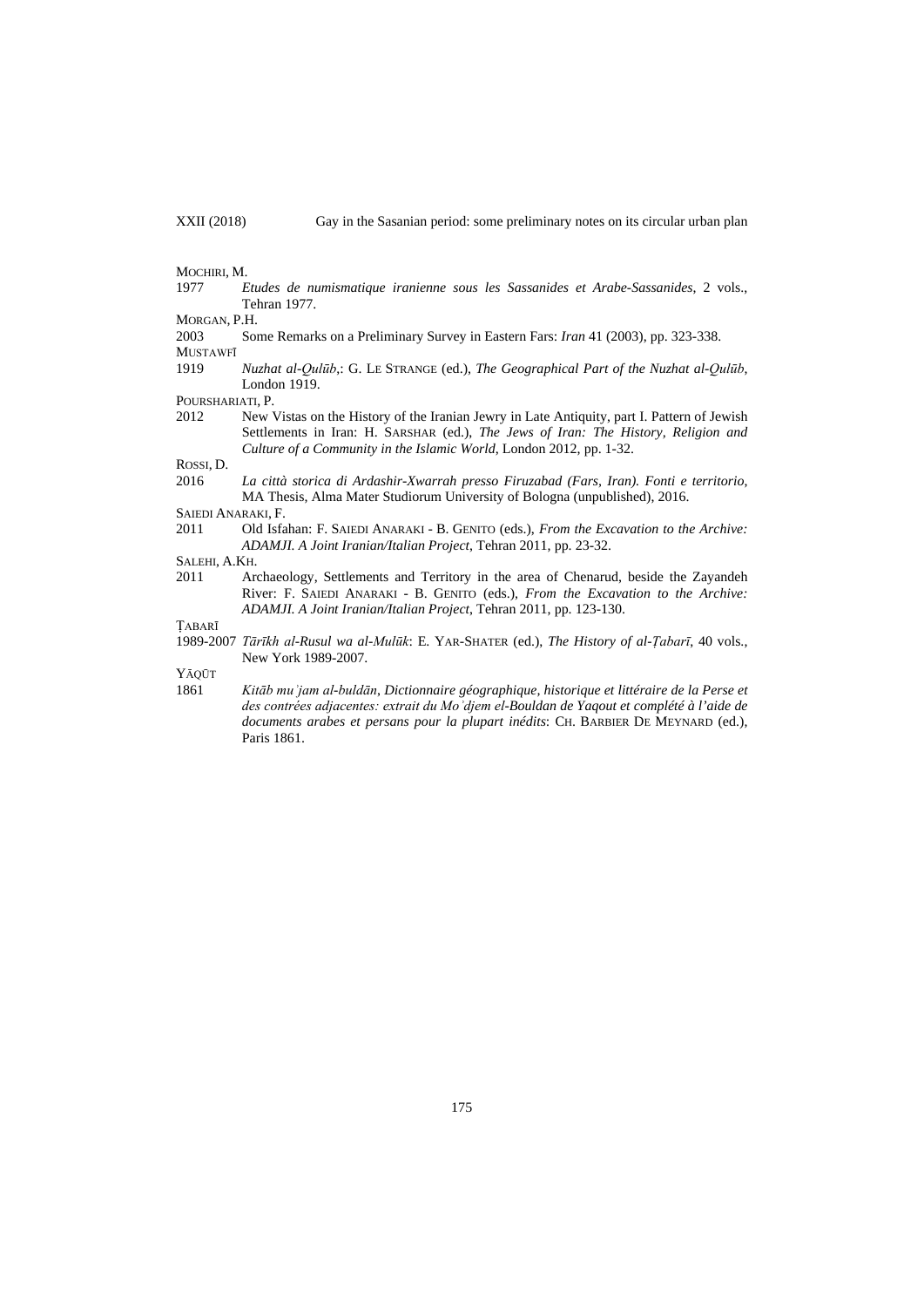MOCHIRI, M.

1977 *Etudes de numismatique iranienne sous les Sassanides et Arabe-Sassanides*, 2 vols., Tehran 1977.

MORGAN, P.H.

2003 Some Remarks on a Preliminary Survey in Eastern Fars: *Iran* 41 (2003), pp. 323-338.

MUSTAWFĪ

1919 *Nuzhat al-Qulūb*,: G. LE STRANGE (ed.), *The Geographical Part of the Nuzhat al-Qulūb*, London 1919.

POURSHARIATI, P.

2012 New Vistas on the History of the Iranian Jewry in Late Antiquity, part I. Pattern of Jewish Settlements in Iran: H. SARSHAR (ed.), *The Jews of Iran: The History, Religion and Culture of a Community in the Islamic World*, London 2012, pp. 1-32.

ROSSI, D.

2016 *La città storica di Ardashir-Xwarrah presso Firuzabad (Fars, Iran). Fonti e territorio*, MA Thesis, Alma Mater Studiorum University of Bologna (unpublished), 2016.

SAIEDI ANARAKI, F.

2011 Old Isfahan: F. SAIEDI ANARAKI - B. GENITO (eds.), *From the Excavation to the Archive: ADAMJI. A Joint Iranian/Italian Project*, Tehran 2011, pp. 23-32.

SALEHI, A.KH.

2011 Archaeology, Settlements and Territory in the area of Chenarud, beside the Zayandeh River: F. SAIEDI ANARAKI - B. GENITO (eds.), *From the Excavation to the Archive: ADAMJI. A Joint Iranian/Italian Project*, Tehran 2011, pp. 123-130.

ṬABARĪ

1989-2007 *Tārīkh al-Rusul wa al-Mulūk*: E. YAR-SHATER (ed.), *The History of al-Ṭabarī*, 40 vols., New York 1989-2007.

YĀQŪT

1861 *Kitāb muʿjam al-buldān, Dictionnaire géographique, historique et littéraire de la Perse et des contrées adjacentes: extrait du Moʿdjem el-Bouldan de Yaqout et complété à l'aide de documents arabes et persans pour la plupart inédits*: CH. BARBIER DE MEYNARD (ed.), Paris 1861.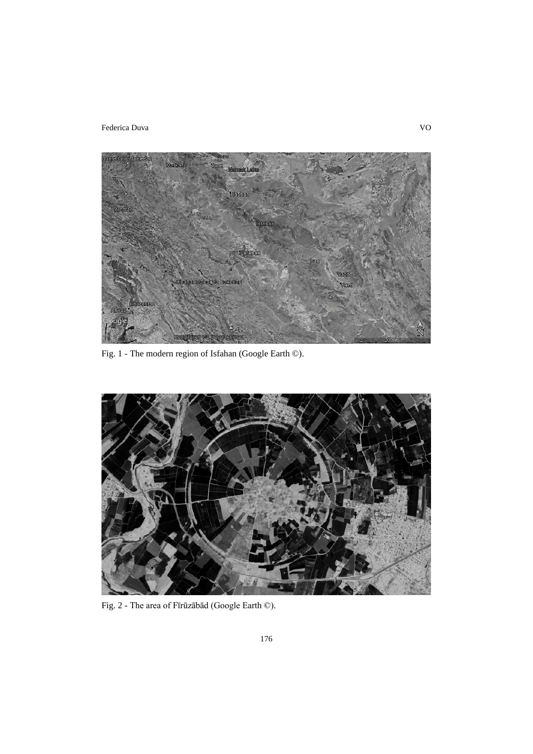Fig. 1 - The modern region of Isfahan (Google Earth ©).

Fig. 2 - The area of Fīrūzābād (Google Earth ©).